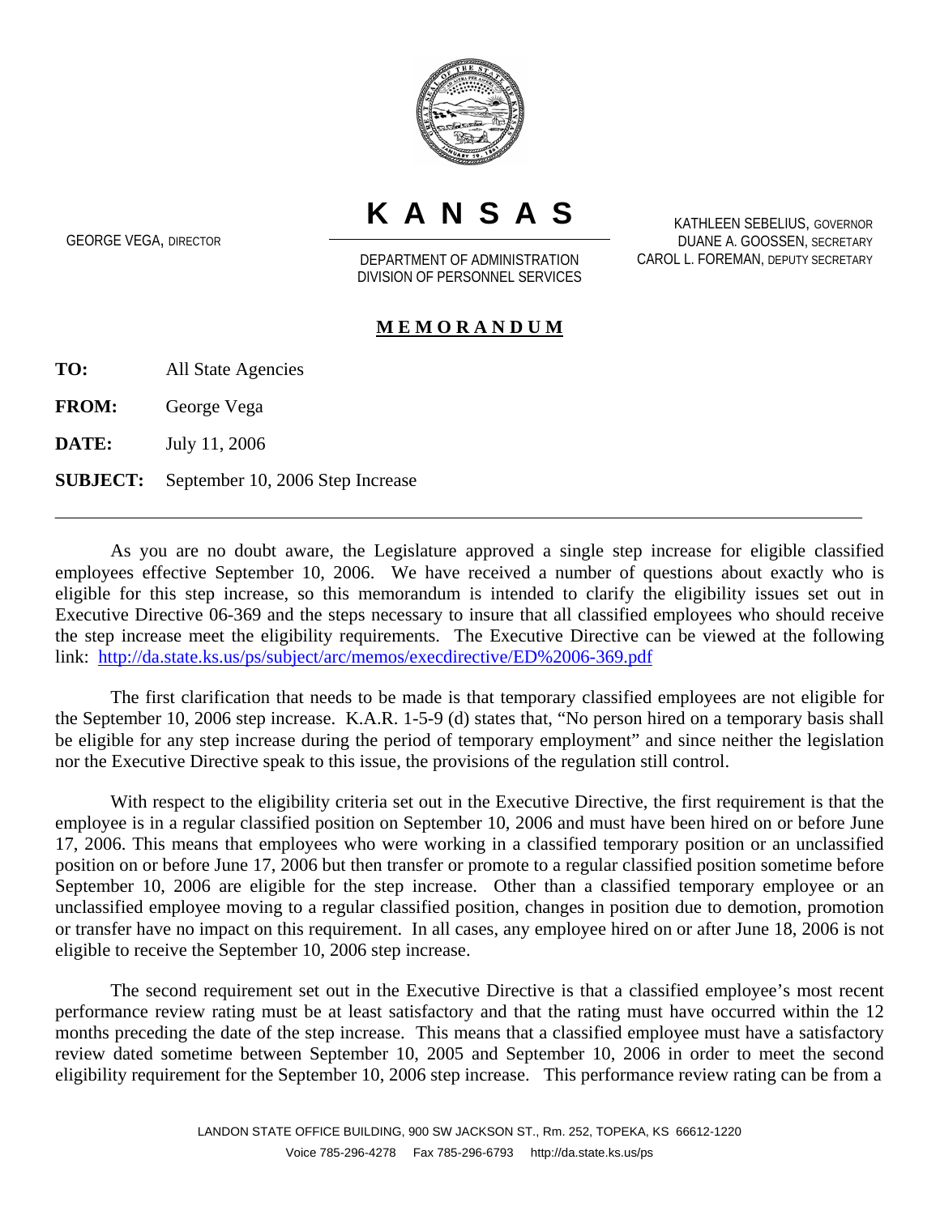# KANSAS

GEORGE VEGA, DIRECTOR

DEPARTMENT OF ADMINISTRATION
DIVISION OF PERSONNEL SERVICES

KATHLEEN SEBELIUS, GOVERNOR
DUANE A. GOOSSEN, SECRETARY
CAROL L. FOREMAN, DEPUTY SECRETARY

## MEMORANDUM

**TO:** All State Agencies

**FROM:** George Vega

**DATE:** July 11, 2006

**SUBJECT:** September 10, 2006 Step Increase

---

As you are no doubt aware, the Legislature approved a single step increase for eligible classified employees effective September 10, 2006. We have received a number of questions about exactly who is eligible for this step increase, so this memorandum is intended to clarify the eligibility issues set out in Executive Directive 06-369 and the steps necessary to insure that all classified employees who should receive the step increase meet the eligibility requirements. The Executive Directive can be viewed at the following link: http://da.state.ks.us/ps/subject/arc/memos/execdirective/ED%2006-369.pdf

The first clarification that needs to be made is that temporary classified employees are not eligible for the September 10, 2006 step increase. K.A.R. 1-5-9 (d) states that, "No person hired on a temporary basis shall be eligible for any step increase during the period of temporary employment" and since neither the legislation nor the Executive Directive speak to this issue, the provisions of the regulation still control.

With respect to the eligibility criteria set out in the Executive Directive, the first requirement is that the employee is in a regular classified position on September 10, 2006 and must have been hired on or before June 17, 2006. This means that employees who were working in a classified temporary position or an unclassified position on or before June 17, 2006 but then transfer or promote to a regular classified position sometime before September 10, 2006 are eligible for the step increase. Other than a classified temporary employee or an unclassified employee moving to a regular classified position, changes in position due to demotion, promotion or transfer have no impact on this requirement. In all cases, any employee hired on or after June 18, 2006 is not eligible to receive the September 10, 2006 step increase.

The second requirement set out in the Executive Directive is that a classified employee's most recent performance review rating must be at least satisfactory and that the rating must have occurred within the 12 months preceding the date of the step increase. This means that a classified employee must have a satisfactory review dated sometime between September 10, 2005 and September 10, 2006 in order to meet the second eligibility requirement for the September 10, 2006 step increase. This performance review rating can be from a

LANDON STATE OFFICE BUILDING, 900 SW JACKSON ST., Rm. 252, TOPEKA, KS 66612-1220
Voice 785-296-4278 Fax 785-296-6793 http://da.state.ks.us/ps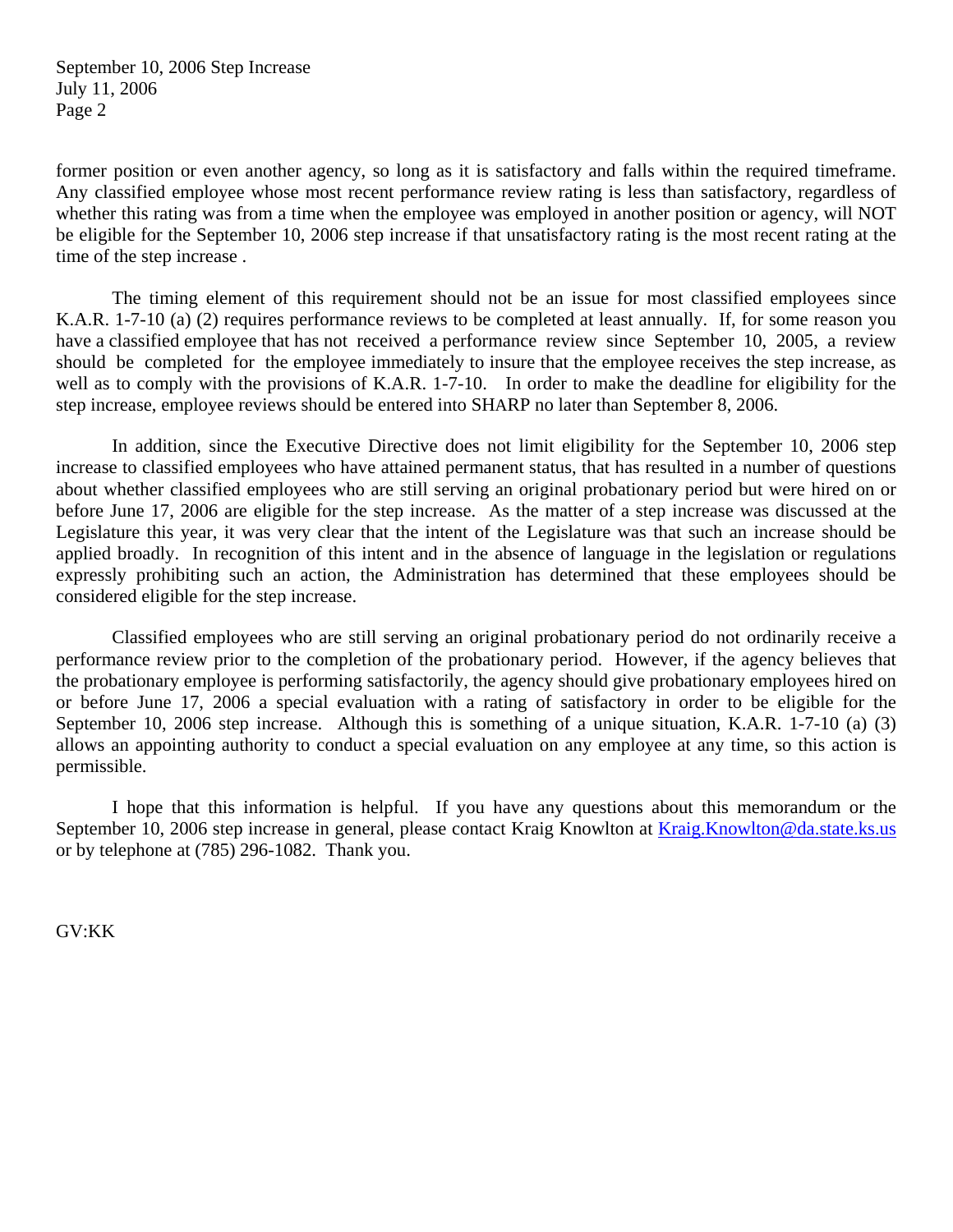former position or even another agency, so long as it is satisfactory and falls within the required timeframe. Any classified employee whose most recent performance review rating is less than satisfactory, regardless of whether this rating was from a time when the employee was employed in another position or agency, will NOT be eligible for the September 10, 2006 step increase if that unsatisfactory rating is the most recent rating at the time of the step increase .

The timing element of this requirement should not be an issue for most classified employees since K.A.R. 1-7-10 (a) (2) requires performance reviews to be completed at least annually. If, for some reason you have a classified employee that has not received a performance review since September 10, 2005, a review should be completed for the employee immediately to insure that the employee receives the step increase, as well as to comply with the provisions of K.A.R. 1-7-10. In order to make the deadline for eligibility for the step increase, employee reviews should be entered into SHARP no later than September 8, 2006.

In addition, since the Executive Directive does not limit eligibility for the September 10, 2006 step increase to classified employees who have attained permanent status, that has resulted in a number of questions about whether classified employees who are still serving an original probationary period but were hired on or before June 17, 2006 are eligible for the step increase. As the matter of a step increase was discussed at the Legislature this year, it was very clear that the intent of the Legislature was that such an increase should be applied broadly. In recognition of this intent and in the absence of language in the legislation or regulations expressly prohibiting such an action, the Administration has determined that these employees should be considered eligible for the step increase.

Classified employees who are still serving an original probationary period do not ordinarily receive a performance review prior to the completion of the probationary period. However, if the agency believes that the probationary employee is performing satisfactorily, the agency should give probationary employees hired on or before June 17, 2006 a special evaluation with a rating of satisfactory in order to be eligible for the September 10, 2006 step increase. Although this is something of a unique situation, K.A.R. 1-7-10 (a) (3) allows an appointing authority to conduct a special evaluation on any employee at any time, so this action is permissible.

I hope that this information is helpful. If you have any questions about this memorandum or the September 10, 2006 step increase in general, please contact Kraig Knowlton at Kraig.Knowlton@da.state.ks.us or by telephone at (785) 296-1082. Thank you.

GV:KK